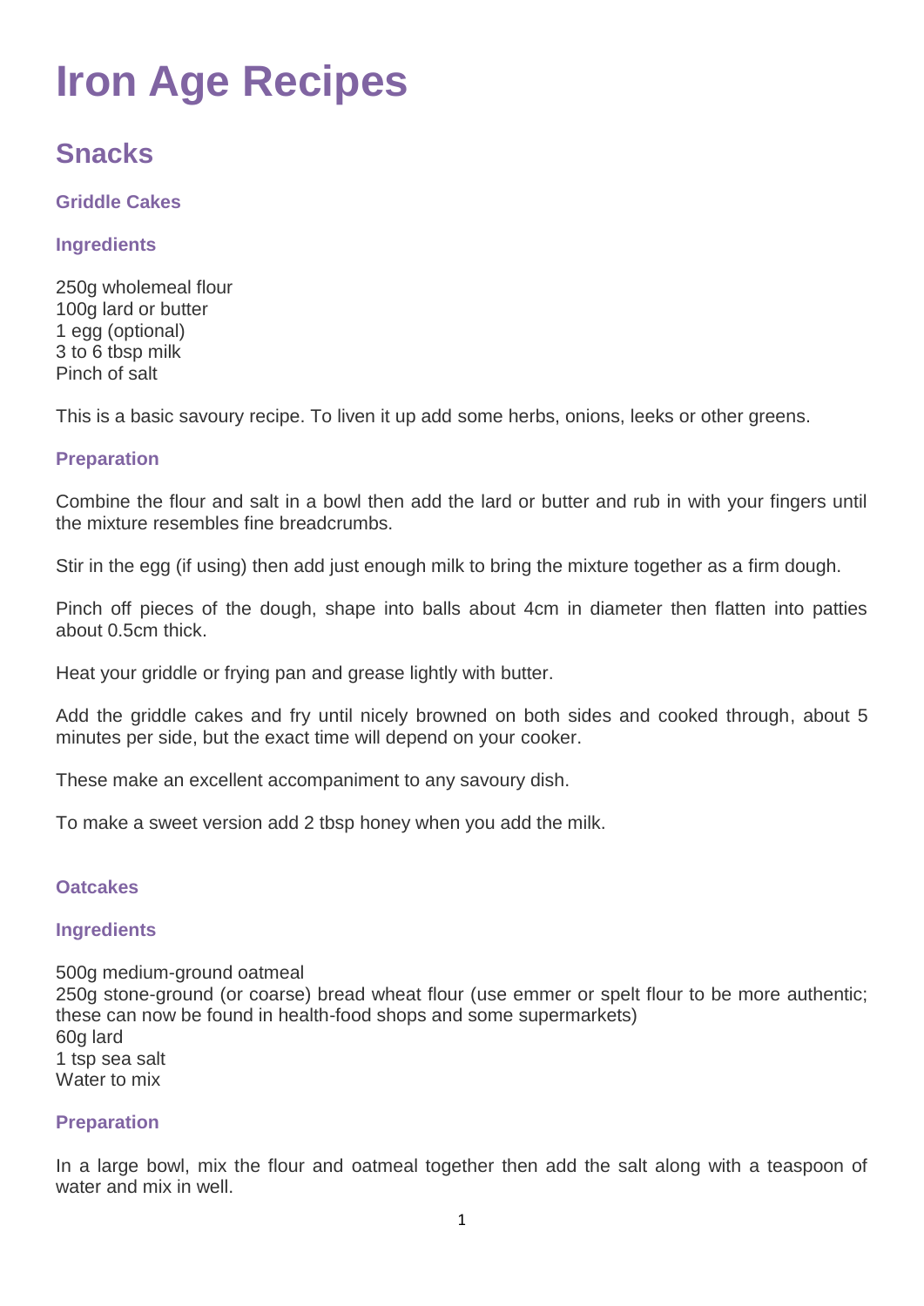# Iron Age Recipes

## Snacks

### Griddle Cakes

#### Ingredients

250g wholemeal flour
100g lard or butter
1 egg (optional)
3 to 6 tbsp milk
Pinch of salt

This is a basic savoury recipe. To liven it up add some herbs, onions, leeks or other greens.

#### Preparation

Combine the flour and salt in a bowl then add the lard or butter and rub in with your fingers until the mixture resembles fine breadcrumbs.

Stir in the egg (if using) then add just enough milk to bring the mixture together as a firm dough.

Pinch off pieces of the dough, shape into balls about 4cm in diameter then flatten into patties about 0.5cm thick.

Heat your griddle or frying pan and grease lightly with butter.

Add the griddle cakes and fry until nicely browned on both sides and cooked through, about 5 minutes per side, but the exact time will depend on your cooker.

These make an excellent accompaniment to any savoury dish.

To make a sweet version add 2 tbsp honey when you add the milk.

### Oatcakes

#### Ingredients

500g medium-ground oatmeal
250g stone-ground (or coarse) bread wheat flour (use emmer or spelt flour to be more authentic; these can now be found in health-food shops and some supermarkets)
60g lard
1 tsp sea salt
Water to mix

#### Preparation

In a large bowl, mix the flour and oatmeal together then add the salt along with a teaspoon of water and mix in well.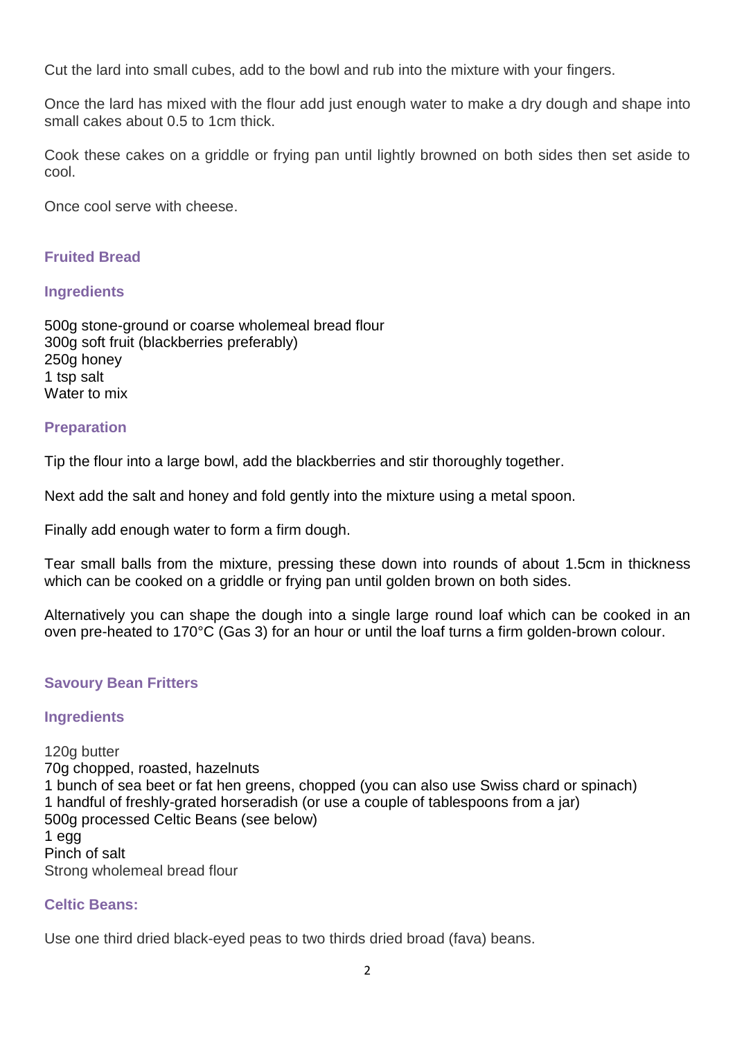Cut the lard into small cubes, add to the bowl and rub into the mixture with your fingers.

Once the lard has mixed with the flour add just enough water to make a dry dough and shape into small cakes about 0.5 to 1cm thick.

Cook these cakes on a griddle or frying pan until lightly browned on both sides then set aside to cool.

Once cool serve with cheese.

### Fruited Bread

#### Ingredients

500g stone-ground or coarse wholemeal bread flour
300g soft fruit (blackberries preferably)
250g honey
1 tsp salt
Water to mix

#### Preparation

Tip the flour into a large bowl, add the blackberries and stir thoroughly together.

Next add the salt and honey and fold gently into the mixture using a metal spoon.

Finally add enough water to form a firm dough.

Tear small balls from the mixture, pressing these down into rounds of about 1.5cm in thickness which can be cooked on a griddle or frying pan until golden brown on both sides.

Alternatively you can shape the dough into a single large round loaf which can be cooked in an oven pre-heated to 170°C (Gas 3) for an hour or until the loaf turns a firm golden-brown colour.

### Savoury Bean Fritters

#### Ingredients

120g butter
70g chopped, roasted, hazelnuts
1 bunch of sea beet or fat hen greens, chopped (you can also use Swiss chard or spinach)
1 handful of freshly-grated horseradish (or use a couple of tablespoons from a jar)
500g processed Celtic Beans (see below)
1 egg
Pinch of salt
Strong wholemeal bread flour

#### Celtic Beans:

Use one third dried black-eyed peas to two thirds dried broad (fava) beans.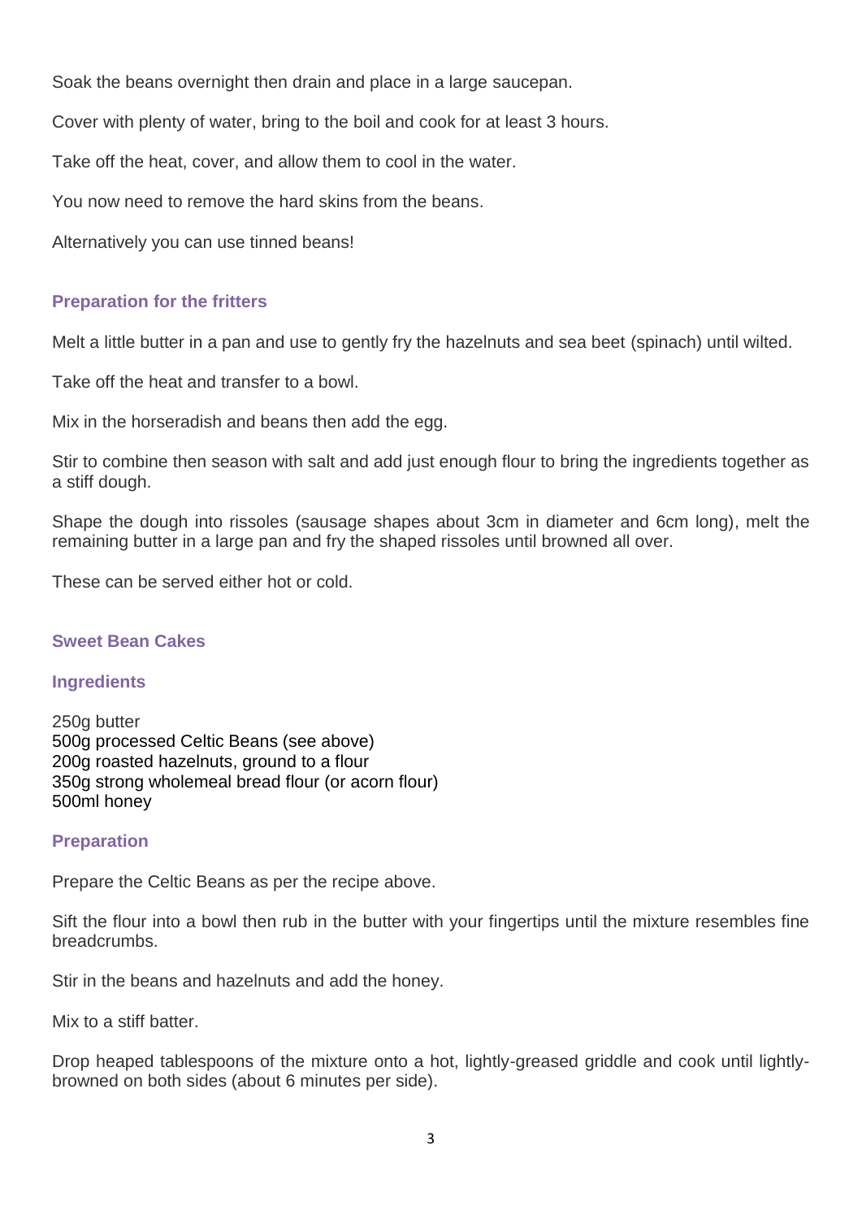Soak the beans overnight then drain and place in a large saucepan.

Cover with plenty of water, bring to the boil and cook for at least 3 hours.

Take off the heat, cover, and allow them to cool in the water.

You now need to remove the hard skins from the beans.

Alternatively you can use tinned beans!

### Preparation for the fritters

Melt a little butter in a pan and use to gently fry the hazelnuts and sea beet (spinach) until wilted.

Take off the heat and transfer to a bowl.

Mix in the horseradish and beans then add the egg.

Stir to combine then season with salt and add just enough flour to bring the ingredients together as a stiff dough.

Shape the dough into rissoles (sausage shapes about 3cm in diameter and 6cm long), melt the remaining butter in a large pan and fry the shaped rissoles until browned all over.

These can be served either hot or cold.

## Sweet Bean Cakes

### Ingredients

250g butter
500g processed Celtic Beans (see above)
200g roasted hazelnuts, ground to a flour
350g strong wholemeal bread flour (or acorn flour)
500ml honey

### Preparation

Prepare the Celtic Beans as per the recipe above.

Sift the flour into a bowl then rub in the butter with your fingertips until the mixture resembles fine breadcrumbs.

Stir in the beans and hazelnuts and add the honey.

Mix to a stiff batter.

Drop heaped tablespoons of the mixture onto a hot, lightly-greased griddle and cook until lightly-browned on both sides (about 6 minutes per side).